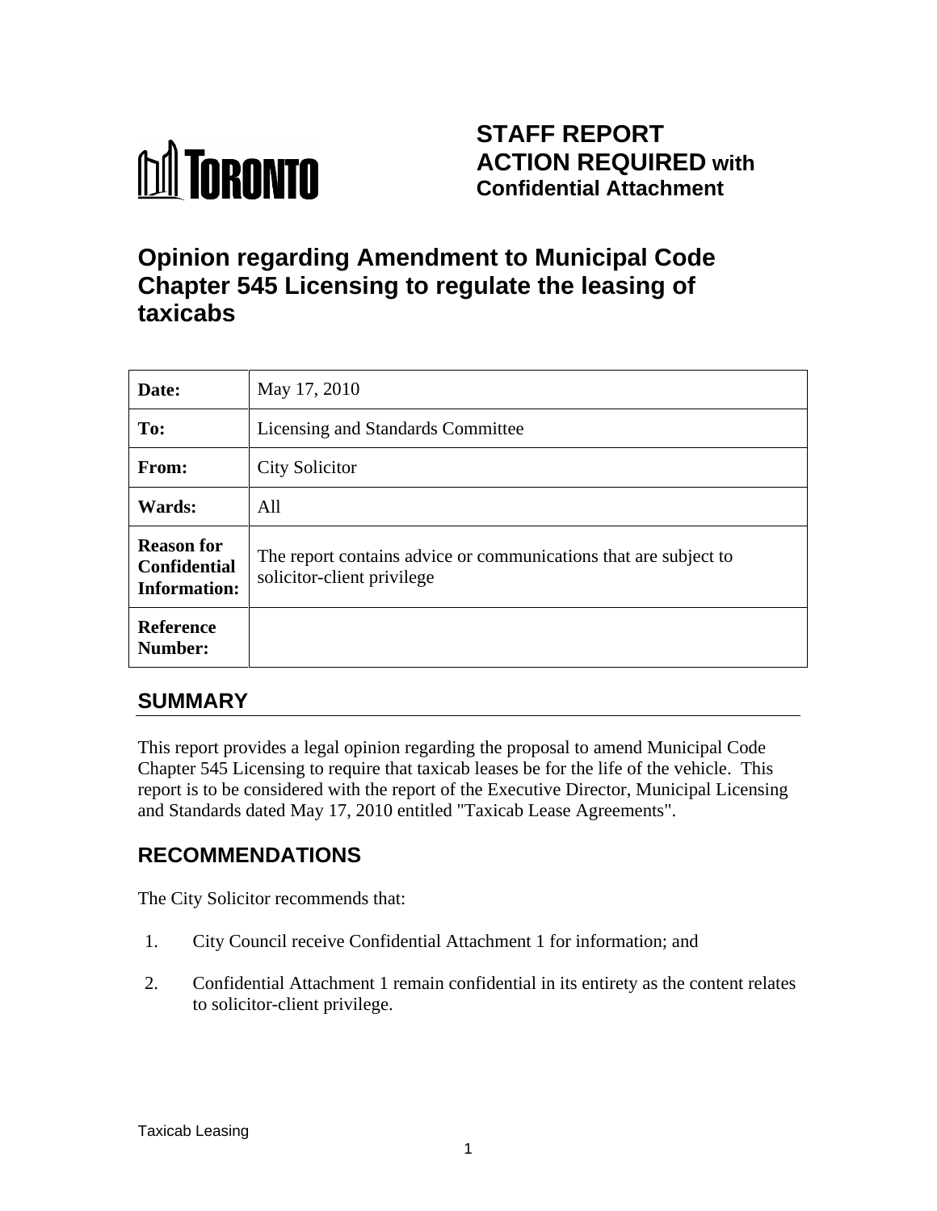TORONTO

# STAFF REPORT ACTION REQUIRED with Confidential Attachment

# Opinion regarding Amendment to Municipal Code Chapter 545 Licensing to regulate the leasing of taxicabs

| | |
|---|---|
| **Date:** | May 17, 2010 |
| **To:** | Licensing and Standards Committee |
| **From:** | City Solicitor |
| **Wards:** | All |
| **Reason for Confidential Information:** | The report contains advice or communications that are subject to solicitor-client privilege |
| **Reference Number:** | |

## SUMMARY

This report provides a legal opinion regarding the proposal to amend Municipal Code Chapter 545 Licensing to require that taxicab leases be for the life of the vehicle. This report is to be considered with the report of the Executive Director, Municipal Licensing and Standards dated May 17, 2010 entitled "Taxicab Lease Agreements".

## RECOMMENDATIONS

The City Solicitor recommends that:

1. City Council receive Confidential Attachment 1 for information; and
2. Confidential Attachment 1 remain confidential in its entirety as the content relates to solicitor-client privilege.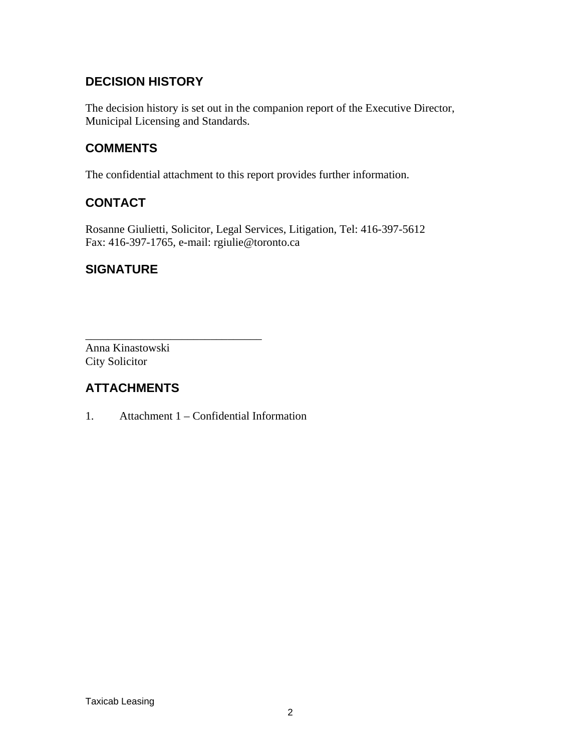## DECISION HISTORY

The decision history is set out in the companion report of the Executive Director, Municipal Licensing and Standards.

## COMMENTS

The confidential attachment to this report provides further information.

## CONTACT

Rosanne Giulietti, Solicitor, Legal Services, Litigation, Tel: 416-397-5612
Fax: 416-397-1765, e-mail: rgiulie@toronto.ca

## SIGNATURE

_______________________________
Anna Kinastowski
City Solicitor

## ATTACHMENTS

1. Attachment 1 – Confidential Information